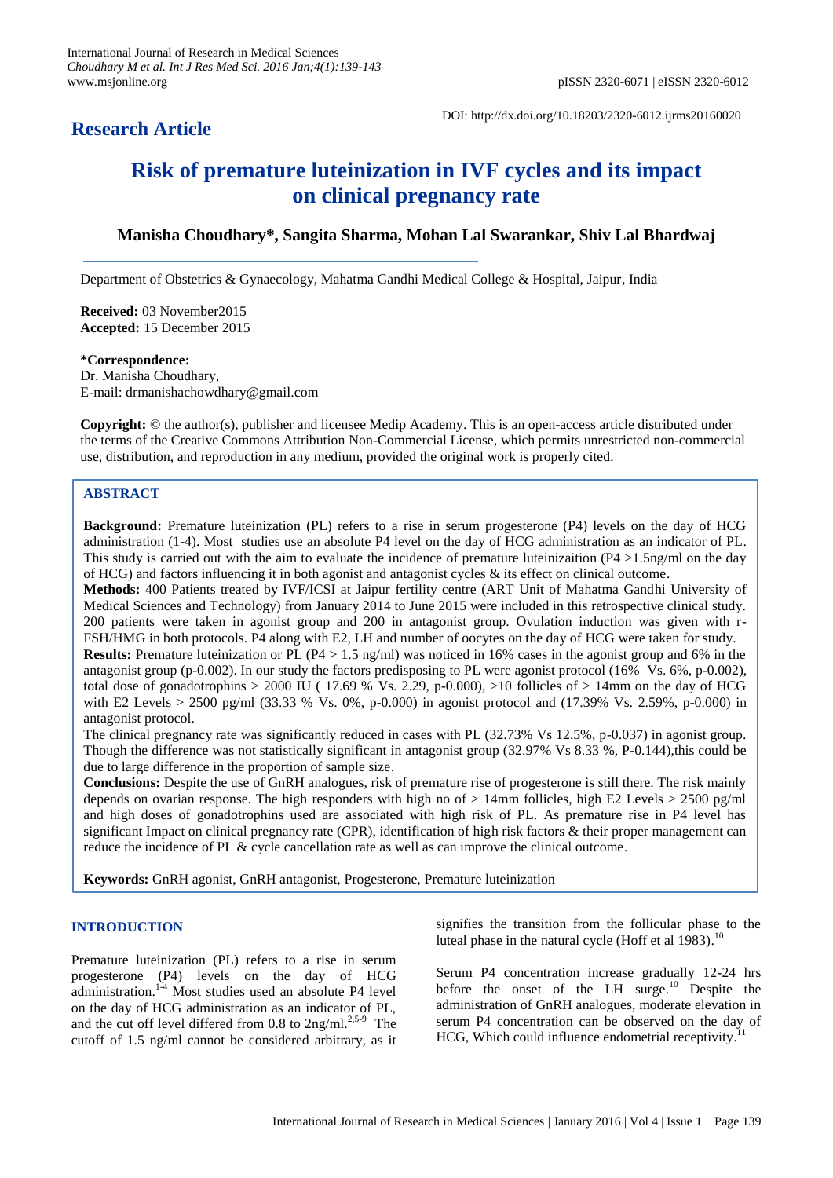## Research Article

DOI: http://dx.doi.org/10.18203/2320-6012.ijrms20160020

# Risk of premature luteinization in IVF cycles and its impact on clinical pregnancy rate

**Manisha Choudhary*, Sangita Sharma, Mohan Lal Swarankar, Shiv Lal Bhardwaj**

Department of Obstetrics & Gynaecology, Mahatma Gandhi Medical College & Hospital, Jaipur, India

**Received:** 03 November2015
**Accepted:** 15 December 2015

**\*Correspondence:**
Dr. Manisha Choudhary,
E-mail: drmanishachowdhary@gmail.com

**Copyright:** © the author(s), publisher and licensee Medip Academy. This is an open-access article distributed under the terms of the Creative Commons Attribution Non-Commercial License, which permits unrestricted non-commercial use, distribution, and reproduction in any medium, provided the original work is properly cited.

### ABSTRACT

**Background:** Premature luteinization (PL) refers to a rise in serum progesterone (P4) levels on the day of HCG administration (1-4). Most studies use an absolute P4 level on the day of HCG administration as an indicator of PL. This study is carried out with the aim to evaluate the incidence of premature luteinizaition (P4 >1.5ng/ml on the day of HCG) and factors influencing it in both agonist and antagonist cycles & its effect on clinical outcome.

**Methods:** 400 Patients treated by IVF/ICSI at Jaipur fertility centre (ART Unit of Mahatma Gandhi University of Medical Sciences and Technology) from January 2014 to June 2015 were included in this retrospective clinical study. 200 patients were taken in agonist group and 200 in antagonist group. Ovulation induction was given with r-FSH/HMG in both protocols. P4 along with E2, LH and number of oocytes on the day of HCG were taken for study.

**Results:** Premature luteinization or PL (P4 > 1.5 ng/ml) was noticed in 16% cases in the agonist group and 6% in the antagonist group (p-0.002). In our study the factors predisposing to PL were agonist protocol (16% Vs. 6%, p-0.002), total dose of gonadotrophins > 2000 IU ( 17.69 % Vs. 2.29, p-0.000), >10 follicles of > 14mm on the day of HCG with E2 Levels > 2500 pg/ml (33.33 % Vs. 0%, p-0.000) in agonist protocol and (17.39% Vs. 2.59%, p-0.000) in antagonist protocol.

The clinical pregnancy rate was significantly reduced in cases with PL (32.73% Vs 12.5%, p-0.037) in agonist group. Though the difference was not statistically significant in antagonist group (32.97% Vs 8.33 %, P-0.144),this could be due to large difference in the proportion of sample size.

**Conclusions:** Despite the use of GnRH analogues, risk of premature rise of progesterone is still there. The risk mainly depends on ovarian response. The high responders with high no of > 14mm follicles, high E2 Levels > 2500 pg/ml and high doses of gonadotrophins used are associated with high risk of PL. As premature rise in P4 level has significant Impact on clinical pregnancy rate (CPR), identification of high risk factors & their proper management can reduce the incidence of PL & cycle cancellation rate as well as can improve the clinical outcome.

**Keywords:** GnRH agonist, GnRH antagonist, Progesterone, Premature luteinization

## INTRODUCTION

Premature luteinization (PL) refers to a rise in serum progesterone (P4) levels on the day of HCG administration.[1-4] Most studies used an absolute P4 level on the day of HCG administration as an indicator of PL, and the cut off level differed from 0.8 to 2ng/ml.[2,5-9] The cutoff of 1.5 ng/ml cannot be considered arbitrary, as it signifies the transition from the follicular phase to the luteal phase in the natural cycle (Hoff et al 1983).[10]

Serum P4 concentration increase gradually 12-24 hrs before the onset of the LH surge.[10] Despite the administration of GnRH analogues, moderate elevation in serum P4 concentration can be observed on the day of HCG, Which could influence endometrial receptivity.[11]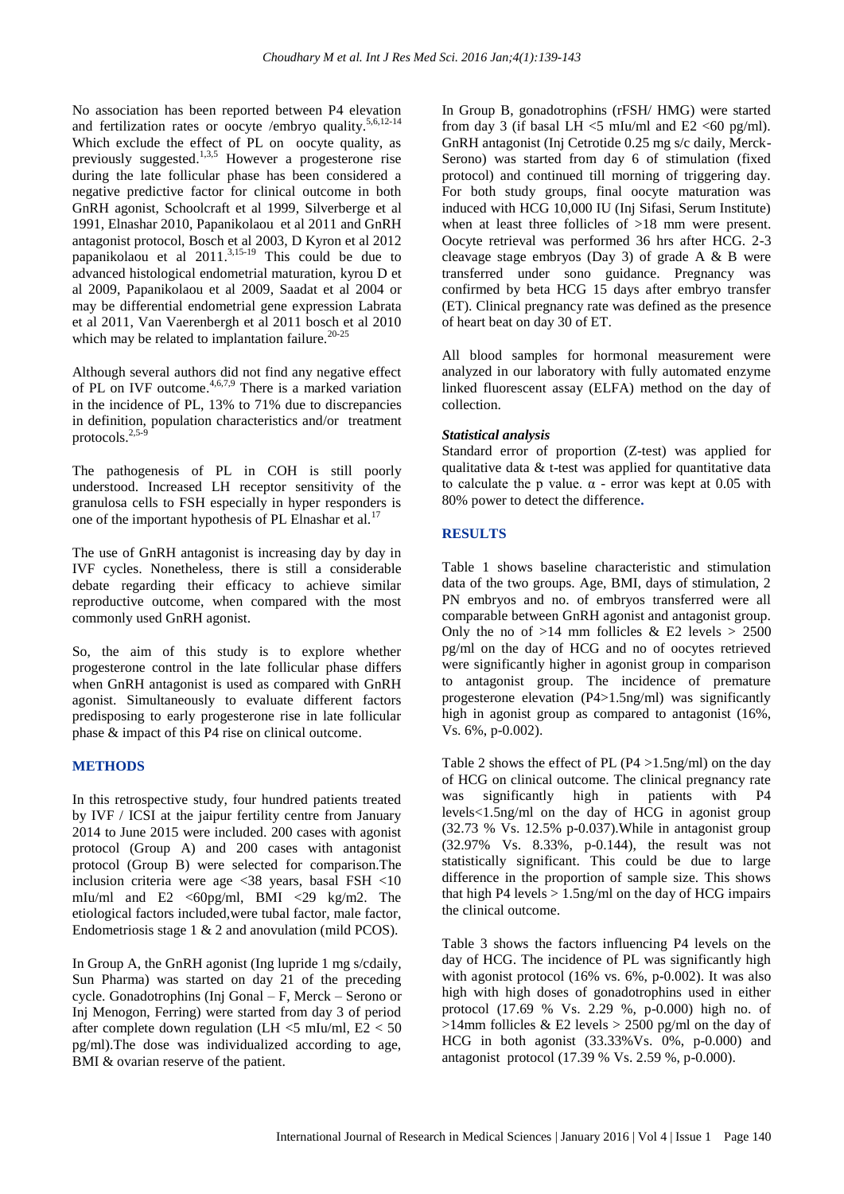No association has been reported between P4 elevation and fertilization rates or oocyte /embryo quality.[5,6,12-14] Which exclude the effect of PL on oocyte quality, as previously suggested.[1,3,5] However a progesterone rise during the late follicular phase has been considered a negative predictive factor for clinical outcome in both GnRH agonist, Schoolcraft et al 1999, Silverberge et al 1991, Elnashar 2010, Papanikolaou et al 2011 and GnRH antagonist protocol, Bosch et al 2003, D Kyron et al 2012 papanikolaou et al 2011.[3,15-19] This could be due to advanced histological endometrial maturation, kyrou D et al 2009, Papanikolaou et al 2009, Saadat et al 2004 or may be differential endometrial gene expression Labrata et al 2011, Van Vaerenbergh et al 2011 bosch et al 2010 which may be related to implantation failure.[20-25]

Although several authors did not find any negative effect of PL on IVF outcome.[4,6,7,9] There is a marked variation in the incidence of PL, 13% to 71% due to discrepancies in definition, population characteristics and/or treatment protocols.[2,5-9]

The pathogenesis of PL in COH is still poorly understood. Increased LH receptor sensitivity of the granulosa cells to FSH especially in hyper responders is one of the important hypothesis of PL Elnashar et al.[17]

The use of GnRH antagonist is increasing day by day in IVF cycles. Nonetheless, there is still a considerable debate regarding their efficacy to achieve similar reproductive outcome, when compared with the most commonly used GnRH agonist.

So, the aim of this study is to explore whether progesterone control in the late follicular phase differs when GnRH antagonist is used as compared with GnRH agonist. Simultaneously to evaluate different factors predisposing to early progesterone rise in late follicular phase & impact of this P4 rise on clinical outcome.

## METHODS

In this retrospective study, four hundred patients treated by IVF / ICSI at the jaipur fertility centre from January 2014 to June 2015 were included. 200 cases with agonist protocol (Group A) and 200 cases with antagonist protocol (Group B) were selected for comparison.The inclusion criteria were age <38 years, basal FSH <10 mIu/ml and E2 <60pg/ml, BMI <29 kg/m2. The etiological factors included,were tubal factor, male factor, Endometriosis stage 1 & 2 and anovulation (mild PCOS).

In Group A, the GnRH agonist (Ing lupride 1 mg s/cdaily, Sun Pharma) was started on day 21 of the preceding cycle. Gonadotrophins (Inj Gonal – F, Merck – Serono or Inj Menogon, Ferring) were started from day 3 of period after complete down regulation (LH <5 mIu/ml, E2 < 50 pg/ml).The dose was individualized according to age, BMI & ovarian reserve of the patient.

In Group B, gonadotrophins (rFSH/ HMG) were started from day 3 (if basal LH <5 mIu/ml and E2 <60 pg/ml). GnRH antagonist (Inj Cetrotide 0.25 mg s/c daily, Merck-Serono) was started from day 6 of stimulation (fixed protocol) and continued till morning of triggering day. For both study groups, final oocyte maturation was induced with HCG 10,000 IU (Inj Sifasi, Serum Institute) when at least three follicles of >18 mm were present. Oocyte retrieval was performed 36 hrs after HCG. 2-3 cleavage stage embryos (Day 3) of grade A & B were transferred under sono guidance. Pregnancy was confirmed by beta HCG 15 days after embryo transfer (ET). Clinical pregnancy rate was defined as the presence of heart beat on day 30 of ET.

All blood samples for hormonal measurement were analyzed in our laboratory with fully automated enzyme linked fluorescent assay (ELFA) method on the day of collection.

### *Statistical analysis*

Standard error of proportion (Z-test) was applied for qualitative data & t-test was applied for quantitative data to calculate the p value. α - error was kept at 0.05 with 80% power to detect the difference.

## RESULTS

Table 1 shows baseline characteristic and stimulation data of the two groups. Age, BMI, days of stimulation, 2 PN embryos and no. of embryos transferred were all comparable between GnRH agonist and antagonist group. Only the no of >14 mm follicles & E2 levels > 2500 pg/ml on the day of HCG and no of oocytes retrieved were significantly higher in agonist group in comparison to antagonist group. The incidence of premature progesterone elevation (P4>1.5ng/ml) was significantly high in agonist group as compared to antagonist (16%, Vs. 6%, p-0.002).

Table 2 shows the effect of PL (P4 >1.5ng/ml) on the day of HCG on clinical outcome. The clinical pregnancy rate was significantly high in patients with P4 levels<1.5ng/ml on the day of HCG in agonist group (32.73 % Vs. 12.5% p-0.037).While in antagonist group (32.97% Vs. 8.33%, p-0.144), the result was not statistically significant. This could be due to large difference in the proportion of sample size. This shows that high P4 levels > 1.5ng/ml on the day of HCG impairs the clinical outcome.

Table 3 shows the factors influencing P4 levels on the day of HCG. The incidence of PL was significantly high with agonist protocol (16% vs. 6%, p-0.002). It was also high with high doses of gonadotrophins used in either protocol (17.69 % Vs. 2.29 %, p-0.000) high no. of >14mm follicles & E2 levels > 2500 pg/ml on the day of HCG in both agonist (33.33%Vs. 0%, p-0.000) and antagonist protocol (17.39 % Vs. 2.59 %, p-0.000).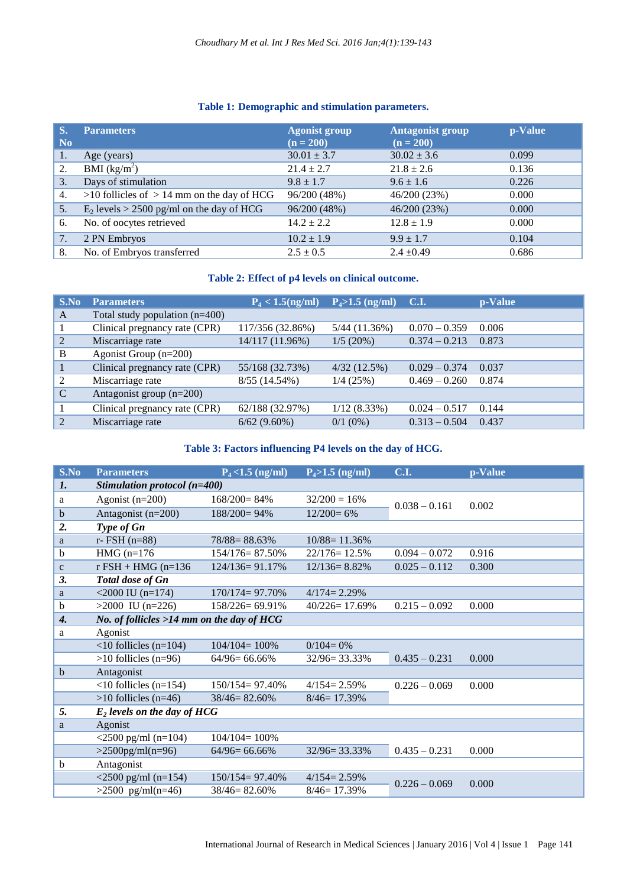**Table 1: Demographic and stimulation parameters.**

| S. No | Parameters | Agonist group (n = 200) | Antagonist group (n = 200) | p-Value |
|---|---|---|---|---|
| 1. | Age (years) | 30.01 ± 3.7 | 30.02 ± 3.6 | 0.099 |
| 2. | BMI (kg/m$^2$) | 21.4 ± 2.7 | 21.8 ± 2.6 | 0.136 |
| 3. | Days of stimulation | 9.8 ± 1.7 | 9.6 ± 1.6 | 0.226 |
| 4. | >10 follicles of > 14 mm on the day of HCG | 96/200 (48%) | 46/200 (23%) | 0.000 |
| 5. | $E_2$ levels > 2500 pg/ml on the day of HCG | 96/200 (48%) | 46/200 (23%) | 0.000 |
| 6. | No. of oocytes retrieved | 14.2 ± 2.2 | 12.8 ± 1.9 | 0.000 |
| 7. | 2 PN Embryos | 10.2 ± 1.9 | 9.9 ± 1.7 | 0.104 |
| 8. | No. of Embryos transferred | 2.5 ± 0.5 | 2.4 ±0.49 | 0.686 |

**Table 2: Effect of p4 levels on clinical outcome.**

| S.No | Parameters | $P_4$ < 1.5(ng/ml) | $P_4$>1.5 (ng/ml) | C.I. | p-Value |
|---|---|---|---|---|---|
| A | Total study population (n=400) | | | | |
| 1 | Clinical pregnancy rate (CPR) | 117/356 (32.86%) | 5/44 (11.36%) | 0.070 – 0.359 | 0.006 |
| 2 | Miscarriage rate | 14/117 (11.96%) | 1/5 (20%) | 0.374 – 0.213 | 0.873 |
| B | Agonist Group (n=200) | | | | |
| 1 | Clinical pregnancy rate (CPR) | 55/168 (32.73%) | 4/32 (12.5%) | 0.029 – 0.374 | 0.037 |
| 2 | Miscarriage rate | 8/55 (14.54%) | 1/4 (25%) | 0.469 – 0.260 | 0.874 |
| C | Antagonist group (n=200) | | | | |
| 1 | Clinical pregnancy rate (CPR) | 62/188 (32.97%) | 1/12 (8.33%) | 0.024 – 0.517 | 0.144 |
| 2 | Miscarriage rate | 6/62 (9.60%) | 0/1 (0%) | 0.313 – 0.504 | 0.437 |

**Table 3: Factors influencing P4 levels on the day of HCG.**

| S.No | Parameters | $P_4$<1.5 (ng/ml) | $P_4$>1.5 (ng/ml) | C.I. | p-Value |
|---|---|---|---|---|---|
| ***1.*** | ***Stimulation protocol (n=400)*** | | | | |
| a | Agonist (n=200) | 168/200= 84% | 32/200 = 16% | 0.038 – 0.161 | 0.002 |
| b | Antagonist (n=200) | 188/200= 94% | 12/200= 6% | | |
| ***2.*** | ***Type of Gn*** | | | | |
| a | r- FSH (n=88) | 78/88= 88.63% | 10/88= 11.36% | | |
| b | HMG (n=176 | 154/176= 87.50% | 22/176= 12.5% | 0.094 – 0.072 | 0.916 |
| c | r FSH + HMG (n=136 | 124/136= 91.17% | 12/136= 8.82% | 0.025 – 0.112 | 0.300 |
| ***3.*** | ***Total dose of Gn*** | | | | |
| a | <2000 IU (n=174) | 170/174= 97.70% | 4/174= 2.29% | | |
| b | >2000 IU (n=226) | 158/226= 69.91% | 40/226= 17.69% | 0.215 – 0.092 | 0.000 |
| ***4.*** | ***No. of follicles >14 mm on the day of HCG*** | | | | |
| a | Agonist | | | | |
| | <10 follicles (n=104) | 104/104= 100% | 0/104= 0% | | |
| | >10 follicles (n=96) | 64/96= 66.66% | 32/96= 33.33% | 0.435 – 0.231 | 0.000 |
| b | Antagonist | | | | |
| | <10 follicles (n=154) | 150/154= 97.40% | 4/154= 2.59% | 0.226 – 0.069 | 0.000 |
| | >10 follicles (n=46) | 38/46= 82.60% | 8/46= 17.39% | | |
| ***5.*** | ***$E_2$ levels on the day of HCG*** | | | | |
| a | Agonist | | | | |
| | <2500 pg/ml (n=104) | 104/104= 100% | | | |
| | >2500pg/ml(n=96) | 64/96= 66.66% | 32/96= 33.33% | 0.435 – 0.231 | 0.000 |
| b | Antagonist | | | | |
| | <2500 pg/ml (n=154) | 150/154= 97.40% | 4/154= 2.59% | 0.226 – 0.069 | 0.000 |
| | >2500 pg/ml(n=46) | 38/46= 82.60% | 8/46= 17.39% | | |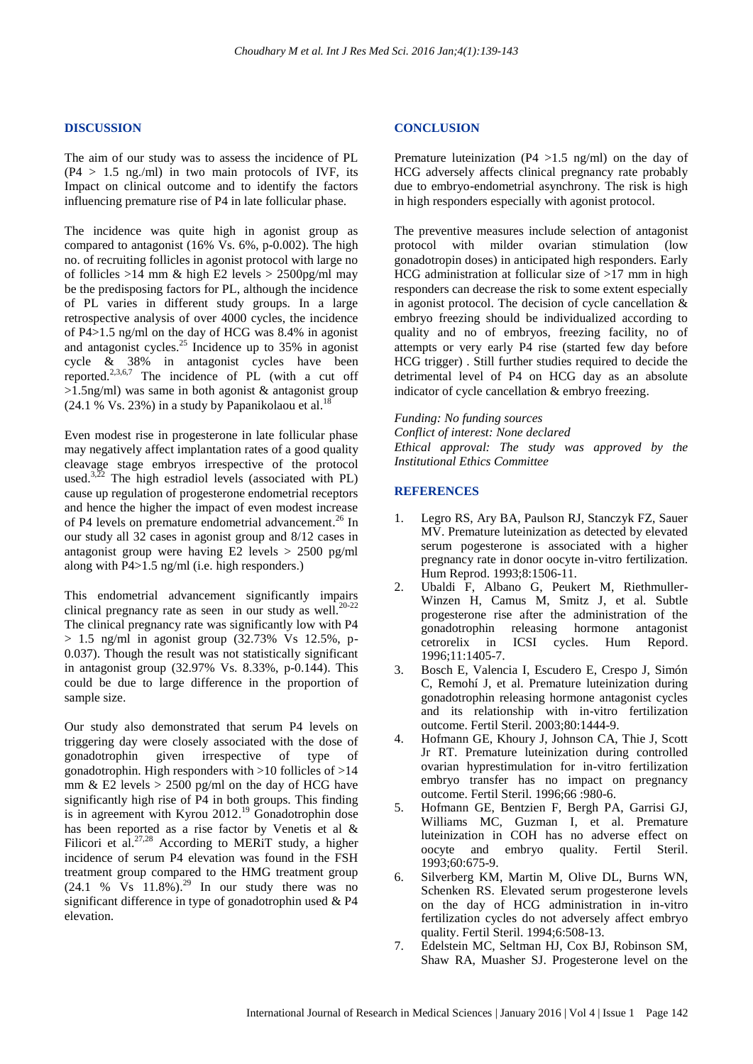## DISCUSSION

The aim of our study was to assess the incidence of PL (P4 > 1.5 ng./ml) in two main protocols of IVF, its Impact on clinical outcome and to identify the factors influencing premature rise of P4 in late follicular phase.

The incidence was quite high in agonist group as compared to antagonist (16% Vs. 6%, p-0.002). The high no. of recruiting follicles in agonist protocol with large no of follicles >14 mm & high E2 levels > 2500pg/ml may be the predisposing factors for PL, although the incidence of PL varies in different study groups. In a large retrospective analysis of over 4000 cycles, the incidence of P4>1.5 ng/ml on the day of HCG was 8.4% in agonist and antagonist cycles.[25] Incidence up to 35% in agonist cycle & 38% in antagonist cycles have been reported.[2,3,6,7] The incidence of PL (with a cut off >1.5ng/ml) was same in both agonist & antagonist group (24.1 % Vs. 23%) in a study by Papanikolaou et al.[18]

Even modest rise in progesterone in late follicular phase may negatively affect implantation rates of a good quality cleavage stage embryos irrespective of the protocol used.[3,22] The high estradiol levels (associated with PL) cause up regulation of progesterone endometrial receptors and hence the higher the impact of even modest increase of P4 levels on premature endometrial advancement.[26] In our study all 32 cases in agonist group and 8/12 cases in antagonist group were having E2 levels > 2500 pg/ml along with P4>1.5 ng/ml (i.e. high responders.)

This endometrial advancement significantly impairs clinical pregnancy rate as seen in our study as well.[20-22] The clinical pregnancy rate was significantly low with P4 > 1.5 ng/ml in agonist group (32.73% Vs 12.5%, p-0.037). Though the result was not statistically significant in antagonist group (32.97% Vs. 8.33%, p-0.144). This could be due to large difference in the proportion of sample size.

Our study also demonstrated that serum P4 levels on triggering day were closely associated with the dose of gonadotrophin given irrespective of type of gonadotrophin. High responders with >10 follicles of >14 mm & E2 levels > 2500 pg/ml on the day of HCG have significantly high rise of P4 in both groups. This finding is in agreement with Kyrou 2012.[19] Gonadotrophin dose has been reported as a rise factor by Venetis et al & Filicori et al.[27,28] According to MERiT study, a higher incidence of serum P4 elevation was found in the FSH treatment group compared to the HMG treatment group (24.1 % Vs 11.8%).[29] In our study there was no significant difference in type of gonadotrophin used & P4 elevation.

## CONCLUSION

Premature luteinization (P4 >1.5 ng/ml) on the day of HCG adversely affects clinical pregnancy rate probably due to embryo-endometrial asynchrony. The risk is high in high responders especially with agonist protocol.

The preventive measures include selection of antagonist protocol with milder ovarian stimulation (low gonadotropin doses) in anticipated high responders. Early HCG administration at follicular size of >17 mm in high responders can decrease the risk to some extent especially in agonist protocol. The decision of cycle cancellation & embryo freezing should be individualized according to quality and no of embryos, freezing facility, no of attempts or very early P4 rise (started few day before HCG trigger) . Still further studies required to decide the detrimental level of P4 on HCG day as an absolute indicator of cycle cancellation & embryo freezing.

*Funding: No funding sources*
*Conflict of interest: None declared*
*Ethical approval: The study was approved by the Institutional Ethics Committee*

## REFERENCES

1. Legro RS, Ary BA, Paulson RJ, Stanczyk FZ, Sauer MV. Premature luteinization as detected by elevated serum pogesterone is associated with a higher pregnancy rate in donor oocyte in-vitro fertilization. Hum Reprod. 1993;8:1506-11.
2. Ubaldi F, Albano G, Peukert M, Riethmuller-Winzen H, Camus M, Smitz J, et al. Subtle progesterone rise after the administration of the gonadotrophin releasing hormone antagonist cetrorelix in ICSI cycles. Hum Repord. 1996;11:1405-7.
3. Bosch E, Valencia I, Escudero E, Crespo J, Simón C, Remohí J, et al. Premature luteinization during gonadotrophin releasing hormone antagonist cycles and its relationship with in-vitro fertilization outcome. Fertil Steril. 2003;80:1444-9.
4. Hofmann GE, Khoury J, Johnson CA, Thie J, Scott Jr RT. Premature luteinization during controlled ovarian hyprestimulation for in-vitro fertilization embryo transfer has no impact on pregnancy outcome. Fertil Steril. 1996;66 :980-6.
5. Hofmann GE, Bentzien F, Bergh PA, Garrisi GJ, Williams MC, Guzman I, et al. Premature luteinization in COH has no adverse effect on oocyte and embryo quality. Fertil Steril. 1993;60:675-9.
6. Silverberg KM, Martin M, Olive DL, Burns WN, Schenken RS. Elevated serum progesterone levels on the day of HCG administration in in-vitro fertilization cycles do not adversely affect embryo quality. Fertil Steril. 1994;6:508-13.
7. Edelstein MC, Seltman HJ, Cox BJ, Robinson SM, Shaw RA, Muasher SJ. Progesterone level on the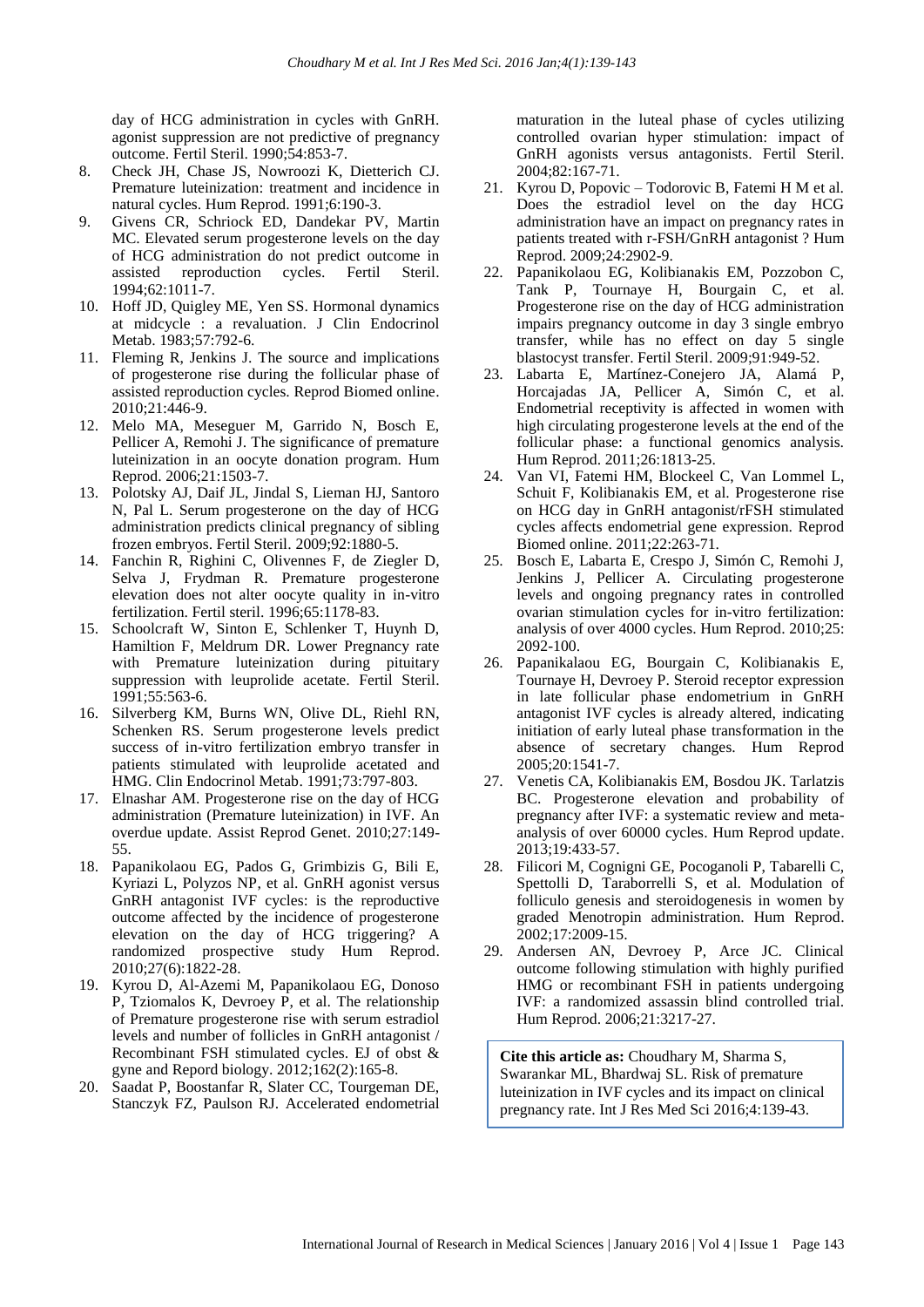day of HCG administration in cycles with GnRH. agonist suppression are not predictive of pregnancy outcome. Fertil Steril. 1990;54:853-7.

8. Check JH, Chase JS, Nowroozi K, Dietterich CJ. Premature luteinization: treatment and incidence in natural cycles. Hum Reprod. 1991;6:190-3.
9. Givens CR, Schriock ED, Dandekar PV, Martin MC. Elevated serum progesterone levels on the day of HCG administration do not predict outcome in assisted reproduction cycles. Fertil Steril. 1994;62:1011-7.
10. Hoff JD, Quigley ME, Yen SS. Hormonal dynamics at midcycle : a revaluation. J Clin Endocrinol Metab. 1983;57:792-6.
11. Fleming R, Jenkins J. The source and implications of progesterone rise during the follicular phase of assisted reproduction cycles. Reprod Biomed online. 2010;21:446-9.
12. Melo MA, Meseguer M, Garrido N, Bosch E, Pellicer A, Remohi J. The significance of premature luteinization in an oocyte donation program. Hum Reprod. 2006;21:1503-7.
13. Polotsky AJ, Daif JL, Jindal S, Lieman HJ, Santoro N, Pal L. Serum progesterone on the day of HCG administration predicts clinical pregnancy of sibling frozen embryos. Fertil Steril. 2009;92:1880-5.
14. Fanchin R, Righini C, Olivennes F, de Ziegler D, Selva J, Frydman R. Premature progesterone elevation does not alter oocyte quality in in-vitro fertilization. Fertil steril. 1996;65:1178-83.
15. Schoolcraft W, Sinton E, Schlenker T, Huynh D, Hamiltion F, Meldrum DR. Lower Pregnancy rate with Premature luteinization during pituitary suppression with leuprolide acetate. Fertil Steril. 1991;55:563-6.
16. Silverberg KM, Burns WN, Olive DL, Riehl RN, Schenken RS. Serum progesterone levels predict success of in-vitro fertilization embryo transfer in patients stimulated with leuprolide acetated and HMG. Clin Endocrinol Metab. 1991;73:797-803.
17. Elnashar AM. Progesterone rise on the day of HCG administration (Premature luteinization) in IVF. An overdue update. Assist Reprod Genet. 2010;27:149-55.
18. Papanikolaou EG, Pados G, Grimbizis G, Bili E, Kyriazi L, Polyzos NP, et al. GnRH agonist versus GnRH antagonist IVF cycles: is the reproductive outcome affected by the incidence of progesterone elevation on the day of HCG triggering? A randomized prospective study Hum Reprd. 2010;27(6):1822-28.
19. Kyrou D, Al-Azemi M, Papanikolaou EG, Donoso P, Tziomalos K, Devroey P, et al. The relationship of Premature progesterone rise with serum estradiol levels and number of follicles in GnRH antagonist / Recombinant FSH stimulated cycles. EJ of obst & gyne and Repord biology. 2012;162(2):165-8.
20. Saadat P, Boostanfar R, Slater CC, Tourgeman DE, Stanczyk FZ, Paulson RJ. Accelerated endometrial maturation in the luteal phase of cycles utilizing controlled ovarian hyper stimulation: impact of GnRH agonists versus antagonists. Fertil Steril. 2004;82:167-71.
21. Kyrou D, Popovic – Todorovic B, Fatemi H M et al. Does the estradiol level on the day HCG administration have an impact on pregnancy rates in patients treated with r-FSH/GnRH antagonist ? Hum Reprod. 2009;24:2902-9.
22. Papanikolaou EG, Kolibianakis EM, Pozzobon C, Tank P, Tournaye H, Bourgain C, et al. Progesterone rise on the day of HCG administration impairs pregnancy outcome in day 3 single embryo transfer, while has no effect on day 5 single blastocyst transfer. Fertil Steril. 2009;91:949-52.
23. Labarta E, Martínez-Conejero JA, Alamá P, Horcajadas JA, Pellicer A, Simón C, et al. Endometrial receptivity is affected in women with high circulating progesterone levels at the end of the follicular phase: a functional genomics analysis. Hum Reprod. 2011;26:1813-25.
24. Van VI, Fatemi HM, Blockeel C, Van Lommel L, Schuit F, Kolibianakis EM, et al. Progesterone rise on HCG day in GnRH antagonist/rFSH stimulated cycles affects endometrial gene expression. Reprod Biomed online. 2011;22:263-71.
25. Bosch E, Labarta E, Crespo J, Simón C, Remohi J, Jenkins J, Pellicer A. Circulating progesterone levels and ongoing pregnancy rates in controlled ovarian stimulation cycles for in-vitro fertilization: analysis of over 4000 cycles. Hum Reprod. 2010;25: 2092-100.
26. Papanikalaou EG, Bourgain C, Kolibianakis E, Tournaye H, Devroey P. Steroid receptor expression in late follicular phase endometrium in GnRH antagonist IVF cycles is already altered, indicating initiation of early luteal phase transformation in the absence of secretary changes. Hum Reprod 2005;20:1541-7.
27. Venetis CA, Kolibianakis EM, Bosdou JK. Tarlatzis BC. Progesterone elevation and probability of pregnancy after IVF: a systematic review and meta-analysis of over 60000 cycles. Hum Reprod update. 2013;19:433-57.
28. Filicori M, Cognigni GE, Pocoganoli P, Tabarelli C, Spettolli D, Taraborrelli S, et al. Modulation of folliculo genesis and steroidogenesis in women by graded Menotropin administration. Hum Reprod. 2002;17:2009-15.
29. Andersen AN, Devroey P, Arce JC. Clinical outcome following stimulation with highly purified HMG or recombinant FSH in patients undergoing IVF: a randomized assassin blind controlled trial. Hum Reprod. 2006;21:3217-27.

**Cite this article as:** Choudhary M, Sharma S, Swarankar ML, Bhardwaj SL. Risk of premature luteinization in IVF cycles and its impact on clinical pregnancy rate. Int J Res Med Sci 2016;4:139-43.